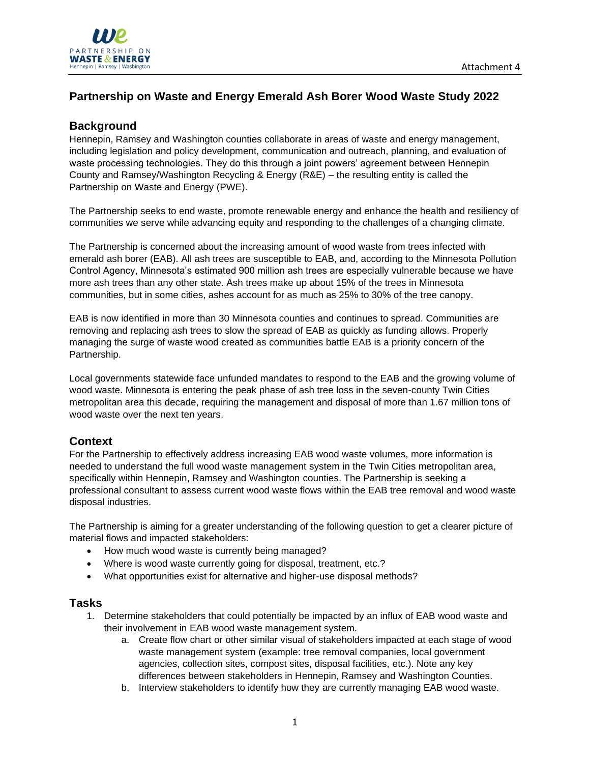# Partnership on Waste and Energy Emerald Ash Borer Wood Waste Study 2022

## Background

Hennepin, Ramsey and Washington counties collaborate in areas of waste and energy management, including legislation and policy development, communication and outreach, planning, and evaluation of waste processing technologies. They do this through a joint powers' agreement between Hennepin County and Ramsey/Washington Recycling & Energy (R&E) – the resulting entity is called the Partnership on Waste and Energy (PWE).

The Partnership seeks to end waste, promote renewable energy and enhance the health and resiliency of communities we serve while advancing equity and responding to the challenges of a changing climate.

The Partnership is concerned about the increasing amount of wood waste from trees infected with emerald ash borer (EAB). All ash trees are susceptible to EAB, and, according to the Minnesota Pollution Control Agency, Minnesota's estimated 900 million ash trees are especially vulnerable because we have more ash trees than any other state. Ash trees make up about 15% of the trees in Minnesota communities, but in some cities, ashes account for as much as 25% to 30% of the tree canopy.

EAB is now identified in more than 30 Minnesota counties and continues to spread. Communities are removing and replacing ash trees to slow the spread of EAB as quickly as funding allows. Properly managing the surge of waste wood created as communities battle EAB is a priority concern of the Partnership.

Local governments statewide face unfunded mandates to respond to the EAB and the growing volume of wood waste. Minnesota is entering the peak phase of ash tree loss in the seven-county Twin Cities metropolitan area this decade, requiring the management and disposal of more than 1.67 million tons of wood waste over the next ten years.

## Context

For the Partnership to effectively address increasing EAB wood waste volumes, more information is needed to understand the full wood waste management system in the Twin Cities metropolitan area, specifically within Hennepin, Ramsey and Washington counties. The Partnership is seeking a professional consultant to assess current wood waste flows within the EAB tree removal and wood waste disposal industries.

The Partnership is aiming for a greater understanding of the following question to get a clearer picture of material flows and impacted stakeholders:

- How much wood waste is currently being managed?
- Where is wood waste currently going for disposal, treatment, etc.?
- What opportunities exist for alternative and higher-use disposal methods?

## Tasks

1. Determine stakeholders that could potentially be impacted by an influx of EAB wood waste and their involvement in EAB wood waste management system.
    a. Create flow chart or other similar visual of stakeholders impacted at each stage of wood waste management system (example: tree removal companies, local government agencies, collection sites, compost sites, disposal facilities, etc.). Note any key differences between stakeholders in Hennepin, Ramsey and Washington Counties.
    b. Interview stakeholders to identify how they are currently managing EAB wood waste.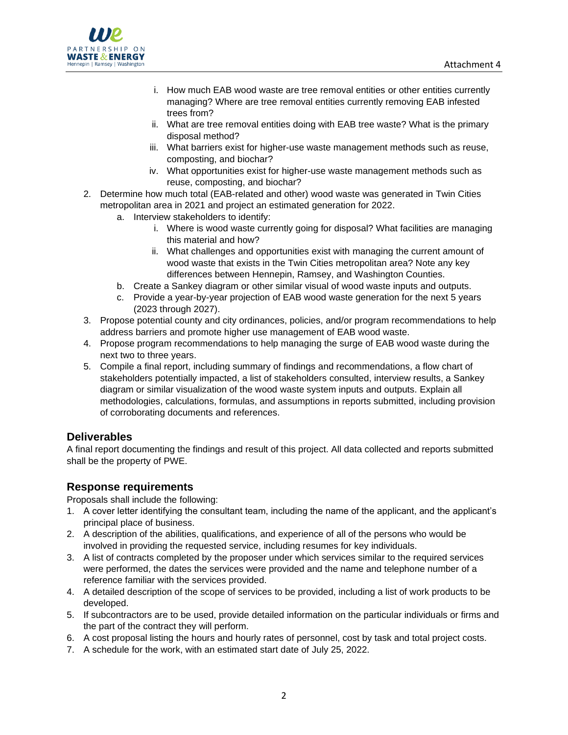i. How much EAB wood waste are tree removal entities or other entities currently managing? Where are tree removal entities currently removing EAB infested trees from?
   ii. What are tree removal entities doing with EAB tree waste? What is the primary disposal method?
   iii. What barriers exist for higher-use waste management methods such as reuse, composting, and biochar?
   iv. What opportunities exist for higher-use waste management methods such as reuse, composting, and biochar?

2. Determine how much total (EAB-related and other) wood waste was generated in Twin Cities metropolitan area in 2021 and project an estimated generation for 2022.
   a. Interview stakeholders to identify:
      i. Where is wood waste currently going for disposal? What facilities are managing this material and how?
      ii. What challenges and opportunities exist with managing the current amount of wood waste that exists in the Twin Cities metropolitan area? Note any key differences between Hennepin, Ramsey, and Washington Counties.
   b. Create a Sankey diagram or other similar visual of wood waste inputs and outputs.
   c. Provide a year-by-year projection of EAB wood waste generation for the next 5 years (2023 through 2027).
3. Propose potential county and city ordinances, policies, and/or program recommendations to help address barriers and promote higher use management of EAB wood waste.
4. Propose program recommendations to help managing the surge of EAB wood waste during the next two to three years.
5. Compile a final report, including summary of findings and recommendations, a flow chart of stakeholders potentially impacted, a list of stakeholders consulted, interview results, a Sankey diagram or similar visualization of the wood waste system inputs and outputs. Explain all methodologies, calculations, formulas, and assumptions in reports submitted, including provision of corroborating documents and references.

## Deliverables

A final report documenting the findings and result of this project. All data collected and reports submitted shall be the property of PWE.

## Response requirements

Proposals shall include the following:

1. A cover letter identifying the consultant team, including the name of the applicant, and the applicant's principal place of business.
2. A description of the abilities, qualifications, and experience of all of the persons who would be involved in providing the requested service, including resumes for key individuals.
3. A list of contracts completed by the proposer under which services similar to the required services were performed, the dates the services were provided and the name and telephone number of a reference familiar with the services provided.
4. A detailed description of the scope of services to be provided, including a list of work products to be developed.
5. If subcontractors are to be used, provide detailed information on the particular individuals or firms and the part of the contract they will perform.
6. A cost proposal listing the hours and hourly rates of personnel, cost by task and total project costs.
7. A schedule for the work, with an estimated start date of July 25, 2022.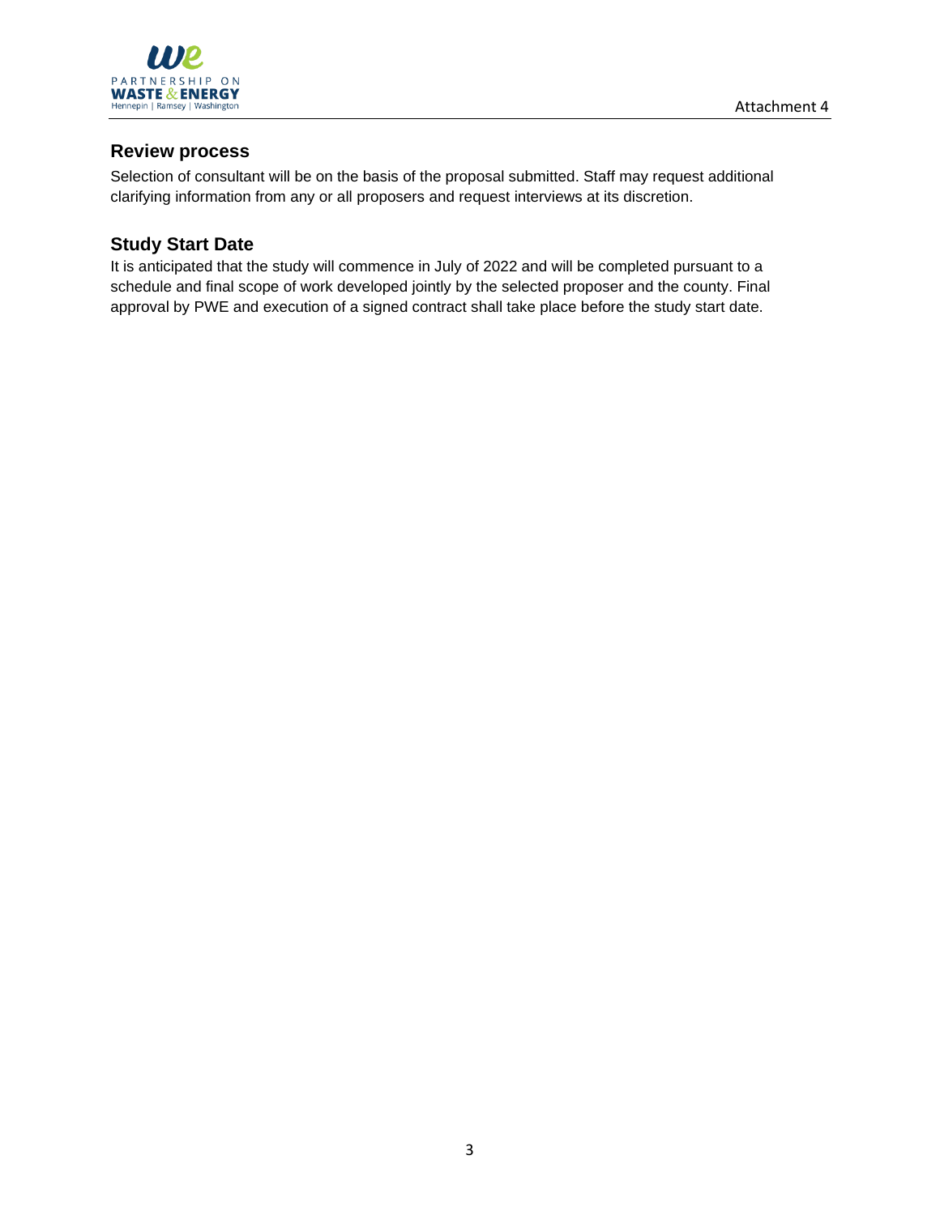## Review process

Selection of consultant will be on the basis of the proposal submitted. Staff may request additional clarifying information from any or all proposers and request interviews at its discretion.

## Study Start Date

It is anticipated that the study will commence in July of 2022 and will be completed pursuant to a schedule and final scope of work developed jointly by the selected proposer and the county. Final approval by PWE and execution of a signed contract shall take place before the study start date.